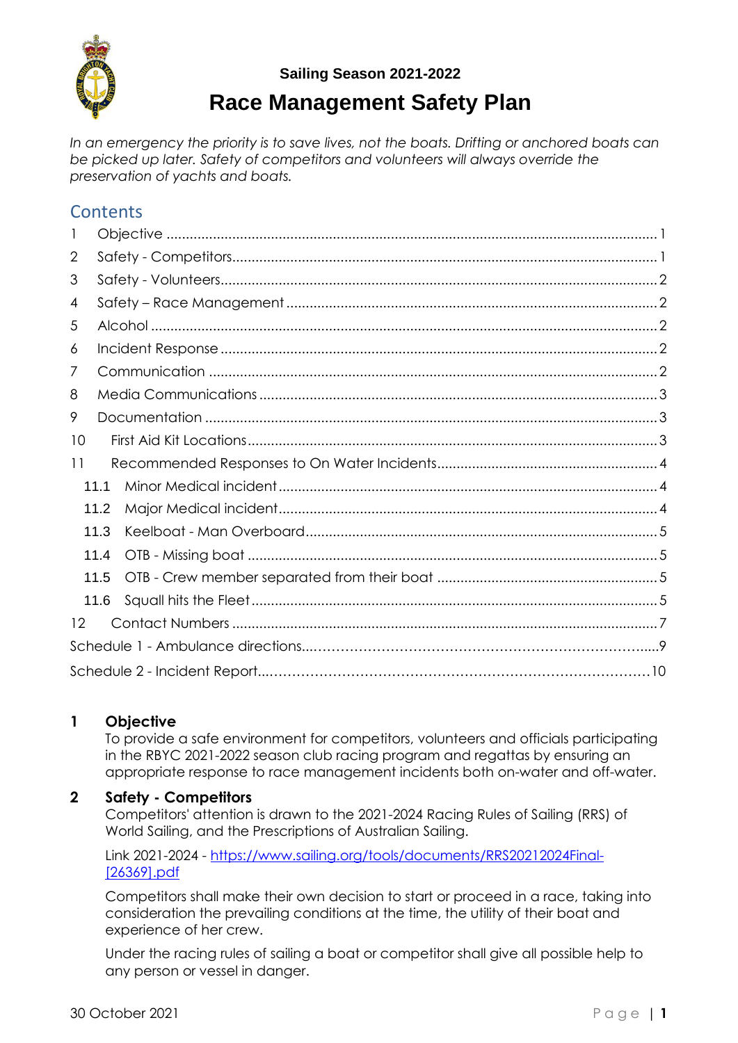**Sailing Season 2021-2022**

# Race Management Safety Plan

*In an emergency the priority is to save lives, not the boats. Drifting or anchored boats can be picked up later. Safety of competitors and volunteers will always override the preservation of yachts and boats.*

## Contents

1 Objective ............ 1
2 Safety - Competitors ............ 1
3 Safety - Volunteers ............ 2
4 Safety – Race Management ............ 2
5 Alcohol ............ 2
6 Incident Response ............ 2
7 Communication ............ 2
8 Media Communications ............ 3
9 Documentation ............ 3
10 First Aid Kit Locations ............ 3
11 Recommended Responses to On Water Incidents ............ 4
 11.1 Minor Medical incident ............ 4
 11.2 Major Medical incident ............ 4
 11.3 Keelboat - Man Overboard ............ 5
 11.4 OTB - Missing boat ............ 5
 11.5 OTB - Crew member separated from their boat ............ 5
 11.6 Squall hits the Fleet ............ 5
12 Contact Numbers ............ 7
Schedule 1 - Ambulance directions ............ 9
Schedule 2 - Incident Report ............ 10

## 1 Objective

To provide a safe environment for competitors, volunteers and officials participating in the RBYC 2021-2022 season club racing program and regattas by ensuring an appropriate response to race management incidents both on-water and off-water.

## 2 Safety - Competitors

Competitors' attention is drawn to the 2021-2024 Racing Rules of Sailing (RRS) of World Sailing, and the Prescriptions of Australian Sailing.

Link 2021-2024 - https://www.sailing.org/tools/documents/RRS20212024Final-[26369].pdf

Competitors shall make their own decision to start or proceed in a race, taking into consideration the prevailing conditions at the time, the utility of their boat and experience of her crew.

Under the racing rules of sailing a boat or competitor shall give all possible help to any person or vessel in danger.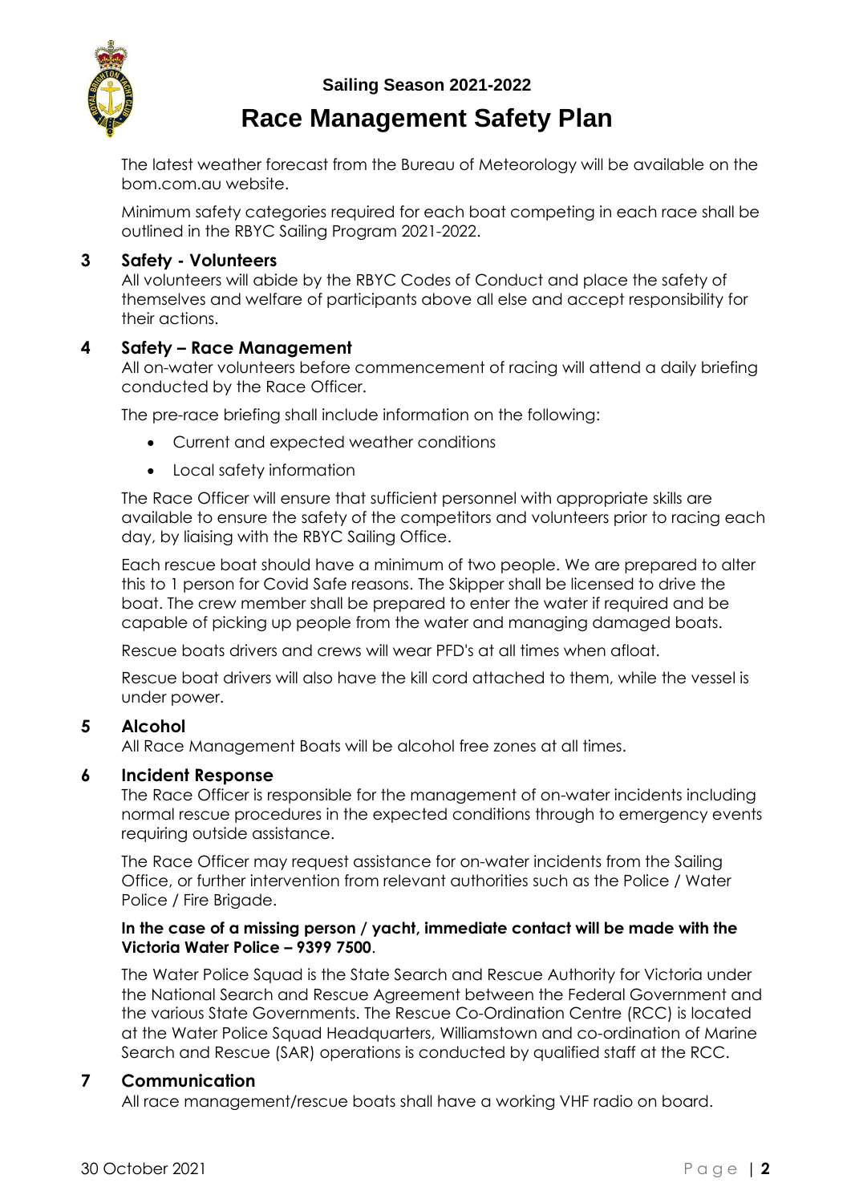The latest weather forecast from the Bureau of Meteorology will be available on the bom.com.au website.

Minimum safety categories required for each boat competing in each race shall be outlined in the RBYC Sailing Program 2021-2022.

## 3 Safety - Volunteers

All volunteers will abide by the RBYC Codes of Conduct and place the safety of themselves and welfare of participants above all else and accept responsibility for their actions.

## 4 Safety – Race Management

All on-water volunteers before commencement of racing will attend a daily briefing conducted by the Race Officer.

The pre-race briefing shall include information on the following:

- Current and expected weather conditions
- Local safety information

The Race Officer will ensure that sufficient personnel with appropriate skills are available to ensure the safety of the competitors and volunteers prior to racing each day, by liaising with the RBYC Sailing Office.

Each rescue boat should have a minimum of two people. We are prepared to alter this to 1 person for Covid Safe reasons. The Skipper shall be licensed to drive the boat. The crew member shall be prepared to enter the water if required and be capable of picking up people from the water and managing damaged boats.

Rescue boats drivers and crews will wear PFD's at all times when afloat.

Rescue boat drivers will also have the kill cord attached to them, while the vessel is under power.

## 5 Alcohol

All Race Management Boats will be alcohol free zones at all times.

## 6 Incident Response

The Race Officer is responsible for the management of on-water incidents including normal rescue procedures in the expected conditions through to emergency events requiring outside assistance.

The Race Officer may request assistance for on-water incidents from the Sailing Office, or further intervention from relevant authorities such as the Police / Water Police / Fire Brigade.

**In the case of a missing person / yacht, immediate contact will be made with the Victoria Water Police – 9399 7500**.

The Water Police Squad is the State Search and Rescue Authority for Victoria under the National Search and Rescue Agreement between the Federal Government and the various State Governments. The Rescue Co-Ordination Centre (RCC) is located at the Water Police Squad Headquarters, Williamstown and co-ordination of Marine Search and Rescue (SAR) operations is conducted by qualified staff at the RCC.

## 7 Communication

All race management/rescue boats shall have a working VHF radio on board.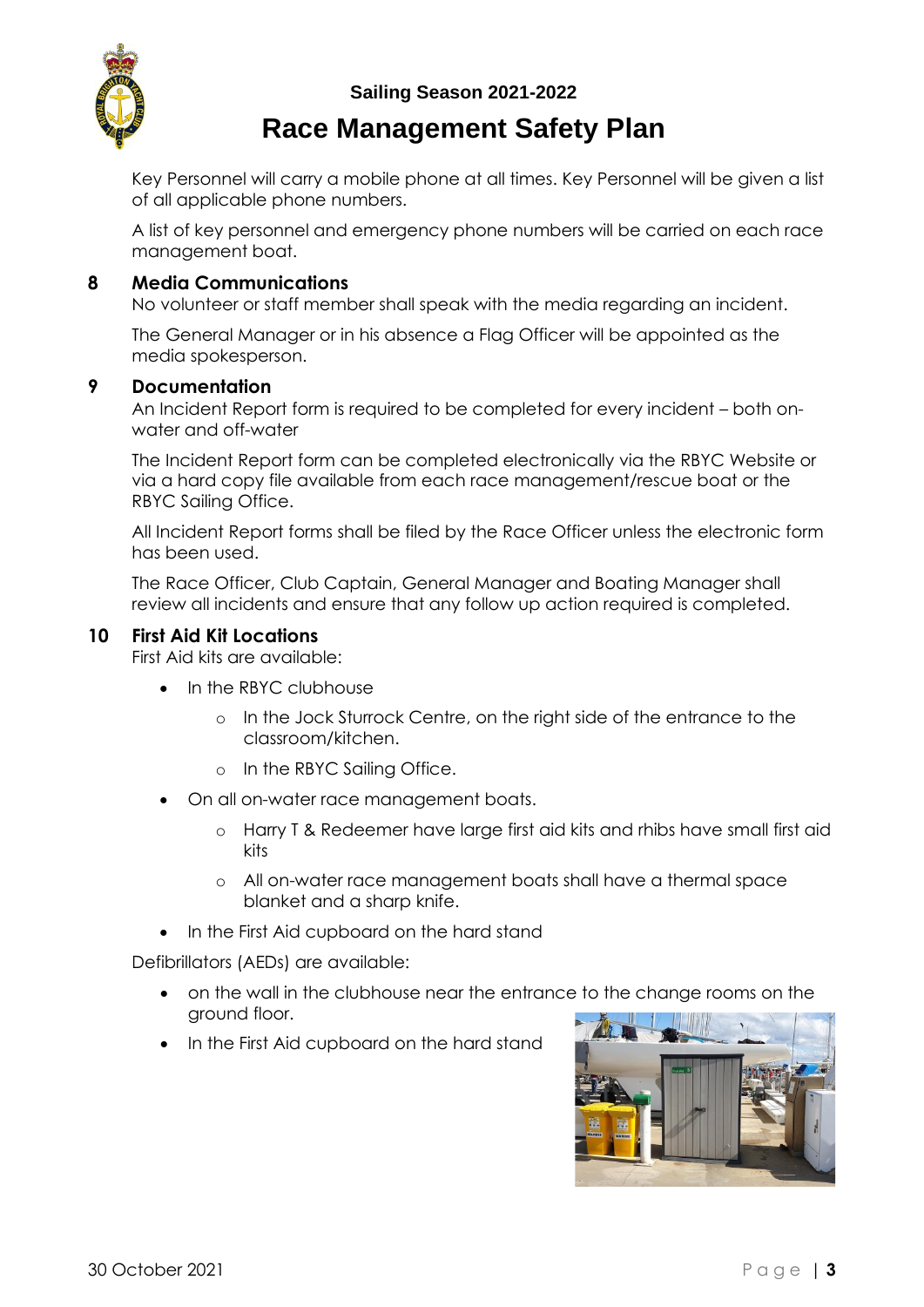Key Personnel will carry a mobile phone at all times. Key Personnel will be given a list of all applicable phone numbers.

A list of key personnel and emergency phone numbers will be carried on each race management boat.

## 8 Media Communications

No volunteer or staff member shall speak with the media regarding an incident.

The General Manager or in his absence a Flag Officer will be appointed as the media spokesperson.

## 9 Documentation

An Incident Report form is required to be completed for every incident – both on-water and off-water

The Incident Report form can be completed electronically via the RBYC Website or via a hard copy file available from each race management/rescue boat or the RBYC Sailing Office.

All Incident Report forms shall be filed by the Race Officer unless the electronic form has been used.

The Race Officer, Club Captain, General Manager and Boating Manager shall review all incidents and ensure that any follow up action required is completed.

## 10 First Aid Kit Locations

First Aid kits are available:

- In the RBYC clubhouse
  - In the Jock Sturrock Centre, on the right side of the entrance to the classroom/kitchen.
  - In the RBYC Sailing Office.
- On all on-water race management boats.
  - Harry T & Redeemer have large first aid kits and rhibs have small first aid kits
  - All on-water race management boats shall have a thermal space blanket and a sharp knife.
- In the First Aid cupboard on the hard stand

Defibrillators (AEDs) are available:

- on the wall in the clubhouse near the entrance to the change rooms on the ground floor.
- In the First Aid cupboard on the hard stand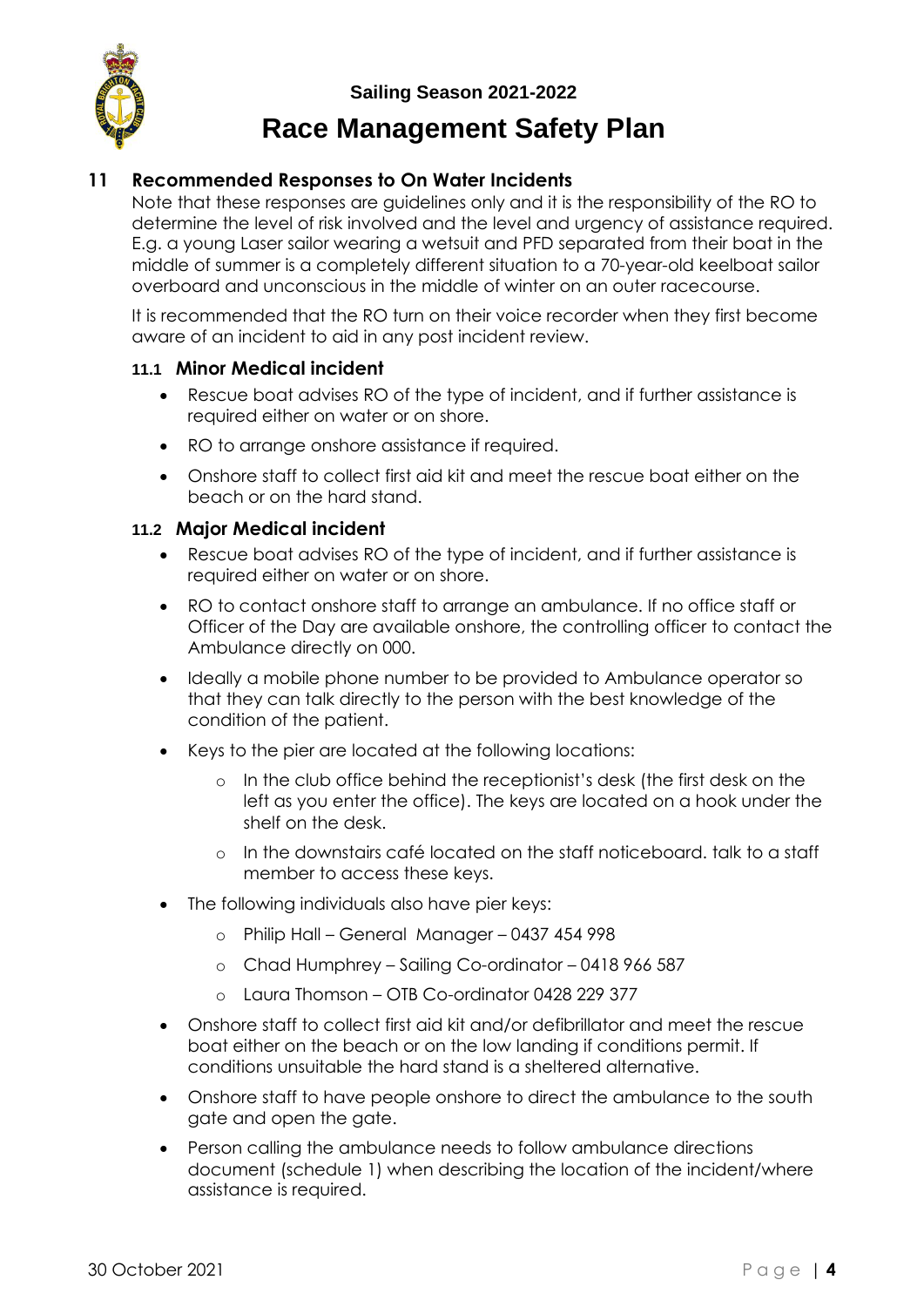## 11 Recommended Responses to On Water Incidents

Note that these responses are guidelines only and it is the responsibility of the RO to determine the level of risk involved and the level and urgency of assistance required. E.g. a young Laser sailor wearing a wetsuit and PFD separated from their boat in the middle of summer is a completely different situation to a 70-year-old keelboat sailor overboard and unconscious in the middle of winter on an outer racecourse.

It is recommended that the RO turn on their voice recorder when they first become aware of an incident to aid in any post incident review.

### 11.1 Minor Medical incident

- Rescue boat advises RO of the type of incident, and if further assistance is required either on water or on shore.
- RO to arrange onshore assistance if required.
- Onshore staff to collect first aid kit and meet the rescue boat either on the beach or on the hard stand.

### 11.2 Major Medical incident

- Rescue boat advises RO of the type of incident, and if further assistance is required either on water or on shore.
- RO to contact onshore staff to arrange an ambulance. If no office staff or Officer of the Day are available onshore, the controlling officer to contact the Ambulance directly on 000.
- Ideally a mobile phone number to be provided to Ambulance operator so that they can talk directly to the person with the best knowledge of the condition of the patient.
- Keys to the pier are located at the following locations:
  - In the club office behind the receptionist's desk (the first desk on the left as you enter the office). The keys are located on a hook under the shelf on the desk.
  - In the downstairs café located on the staff noticeboard. talk to a staff member to access these keys.
- The following individuals also have pier keys:
  - Philip Hall – General Manager – 0437 454 998
  - Chad Humphrey – Sailing Co-ordinator – 0418 966 587
  - Laura Thomson – OTB Co-ordinator 0428 229 377
- Onshore staff to collect first aid kit and/or defibrillator and meet the rescue boat either on the beach or on the low landing if conditions permit. If conditions unsuitable the hard stand is a sheltered alternative.
- Onshore staff to have people onshore to direct the ambulance to the south gate and open the gate.
- Person calling the ambulance needs to follow ambulance directions document (schedule 1) when describing the location of the incident/where assistance is required.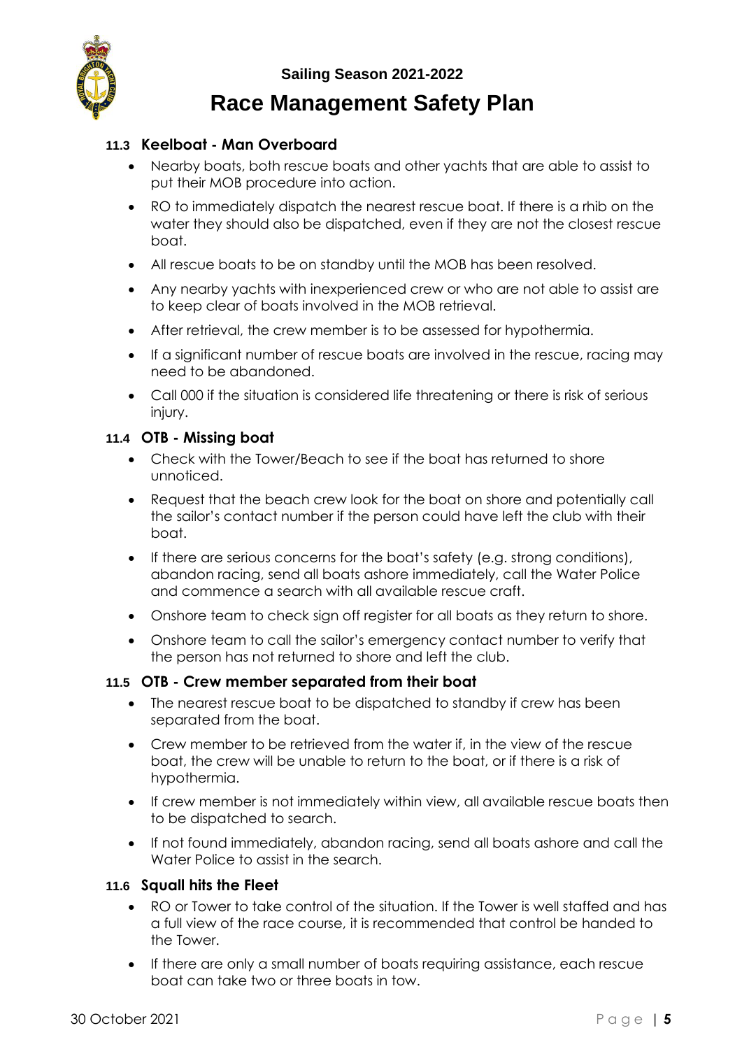### 11.3 Keelboat - Man Overboard

- Nearby boats, both rescue boats and other yachts that are able to assist to put their MOB procedure into action.
- RO to immediately dispatch the nearest rescue boat. If there is a rhib on the water they should also be dispatched, even if they are not the closest rescue boat.
- All rescue boats to be on standby until the MOB has been resolved.
- Any nearby yachts with inexperienced crew or who are not able to assist are to keep clear of boats involved in the MOB retrieval.
- After retrieval, the crew member is to be assessed for hypothermia.
- If a significant number of rescue boats are involved in the rescue, racing may need to be abandoned.
- Call 000 if the situation is considered life threatening or there is risk of serious injury.

### 11.4 OTB - Missing boat

- Check with the Tower/Beach to see if the boat has returned to shore unnoticed.
- Request that the beach crew look for the boat on shore and potentially call the sailor's contact number if the person could have left the club with their boat.
- If there are serious concerns for the boat's safety (e.g. strong conditions), abandon racing, send all boats ashore immediately, call the Water Police and commence a search with all available rescue craft.
- Onshore team to check sign off register for all boats as they return to shore.
- Onshore team to call the sailor's emergency contact number to verify that the person has not returned to shore and left the club.

### 11.5 OTB - Crew member separated from their boat

- The nearest rescue boat to be dispatched to standby if crew has been separated from the boat.
- Crew member to be retrieved from the water if, in the view of the rescue boat, the crew will be unable to return to the boat, or if there is a risk of hypothermia.
- If crew member is not immediately within view, all available rescue boats then to be dispatched to search.
- If not found immediately, abandon racing, send all boats ashore and call the Water Police to assist in the search.

### 11.6 Squall hits the Fleet

- RO or Tower to take control of the situation. If the Tower is well staffed and has a full view of the race course, it is recommended that control be handed to the Tower.
- If there are only a small number of boats requiring assistance, each rescue boat can take two or three boats in tow.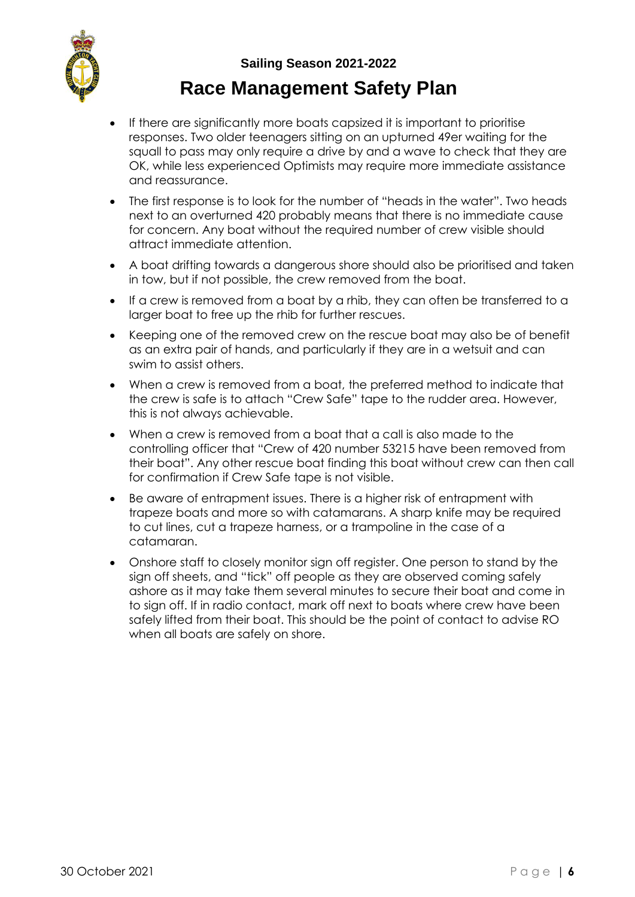- If there are significantly more boats capsized it is important to prioritise responses. Two older teenagers sitting on an upturned 49er waiting for the squall to pass may only require a drive by and a wave to check that they are OK, while less experienced Optimists may require more immediate assistance and reassurance.
- The first response is to look for the number of "heads in the water". Two heads next to an overturned 420 probably means that there is no immediate cause for concern. Any boat without the required number of crew visible should attract immediate attention.
- A boat drifting towards a dangerous shore should also be prioritised and taken in tow, but if not possible, the crew removed from the boat.
- If a crew is removed from a boat by a rhib, they can often be transferred to a larger boat to free up the rhib for further rescues.
- Keeping one of the removed crew on the rescue boat may also be of benefit as an extra pair of hands, and particularly if they are in a wetsuit and can swim to assist others.
- When a crew is removed from a boat, the preferred method to indicate that the crew is safe is to attach "Crew Safe" tape to the rudder area. However, this is not always achievable.
- When a crew is removed from a boat that a call is also made to the controlling officer that "Crew of 420 number 53215 have been removed from their boat". Any other rescue boat finding this boat without crew can then call for confirmation if Crew Safe tape is not visible.
- Be aware of entrapment issues. There is a higher risk of entrapment with trapeze boats and more so with catamarans. A sharp knife may be required to cut lines, cut a trapeze harness, or a trampoline in the case of a catamaran.
- Onshore staff to closely monitor sign off register. One person to stand by the sign off sheets, and "tick" off people as they are observed coming safely ashore as it may take them several minutes to secure their boat and come in to sign off. If in radio contact, mark off next to boats where crew have been safely lifted from their boat. This should be the point of contact to advise RO when all boats are safely on shore.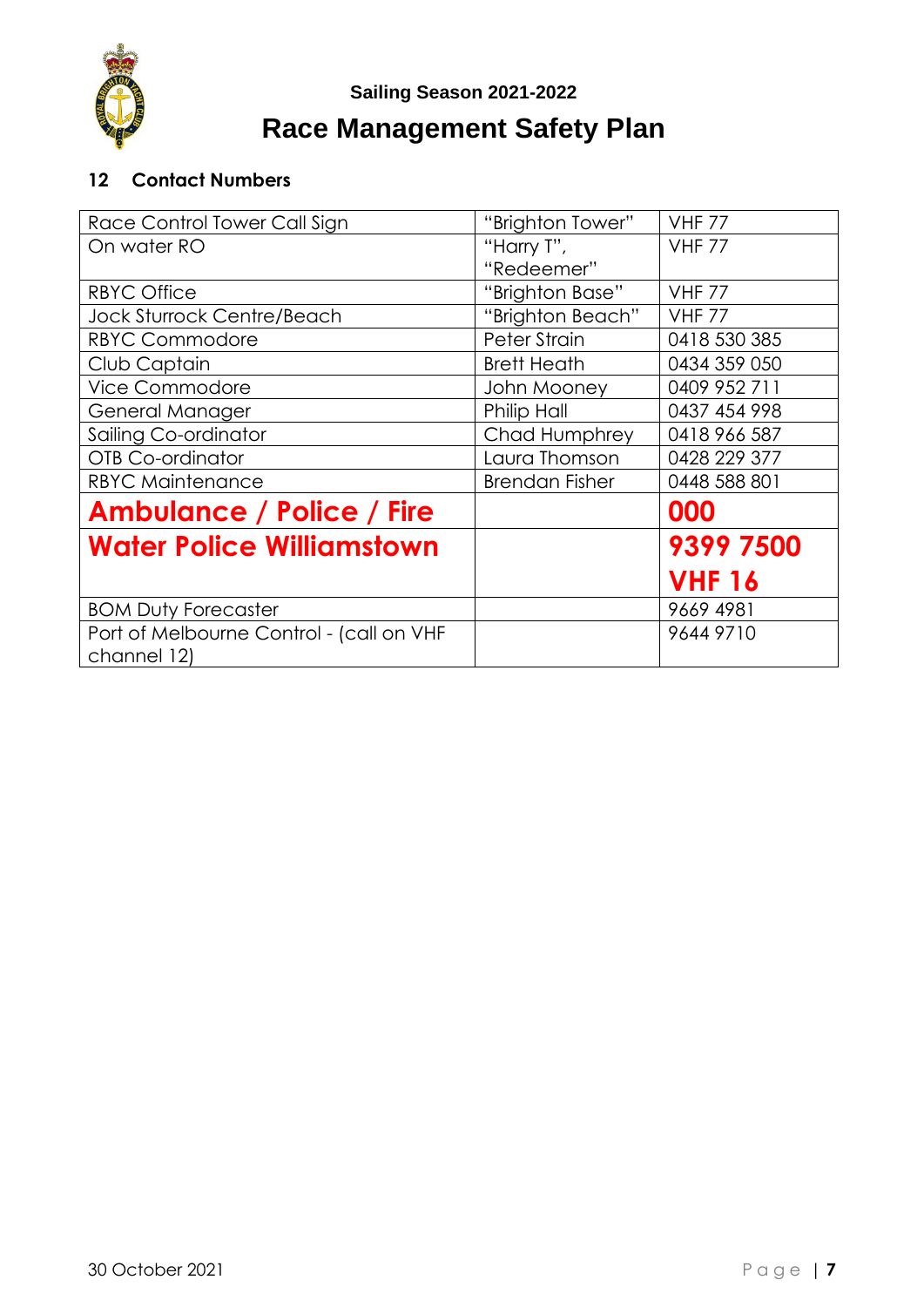## 12 Contact Numbers

| Race Control Tower Call Sign | "Brighton Tower" | VHF 77 |
|---|---|---|
| On water RO | "Harry T", "Redeemer" | VHF 77 |
| RBYC Office | "Brighton Base" | VHF 77 |
| Jock Sturrock Centre/Beach | "Brighton Beach" | VHF 77 |
| RBYC Commodore | Peter Strain | 0418 530 385 |
| Club Captain | Brett Heath | 0434 359 050 |
| Vice Commodore | John Mooney | 0409 952 711 |
| General Manager | Philip Hall | 0437 454 998 |
| Sailing Co-ordinator | Chad Humphrey | 0418 966 587 |
| OTB Co-ordinator | Laura Thomson | 0428 229 377 |
| RBYC Maintenance | Brendan Fisher | 0448 588 801 |
| **Ambulance / Police / Fire** | | **000** |
| **Water Police Williamstown** | | **9399 7500 VHF 16** |
| BOM Duty Forecaster | | 9669 4981 |
| Port of Melbourne Control - (call on VHF channel 12) | | 9644 9710 |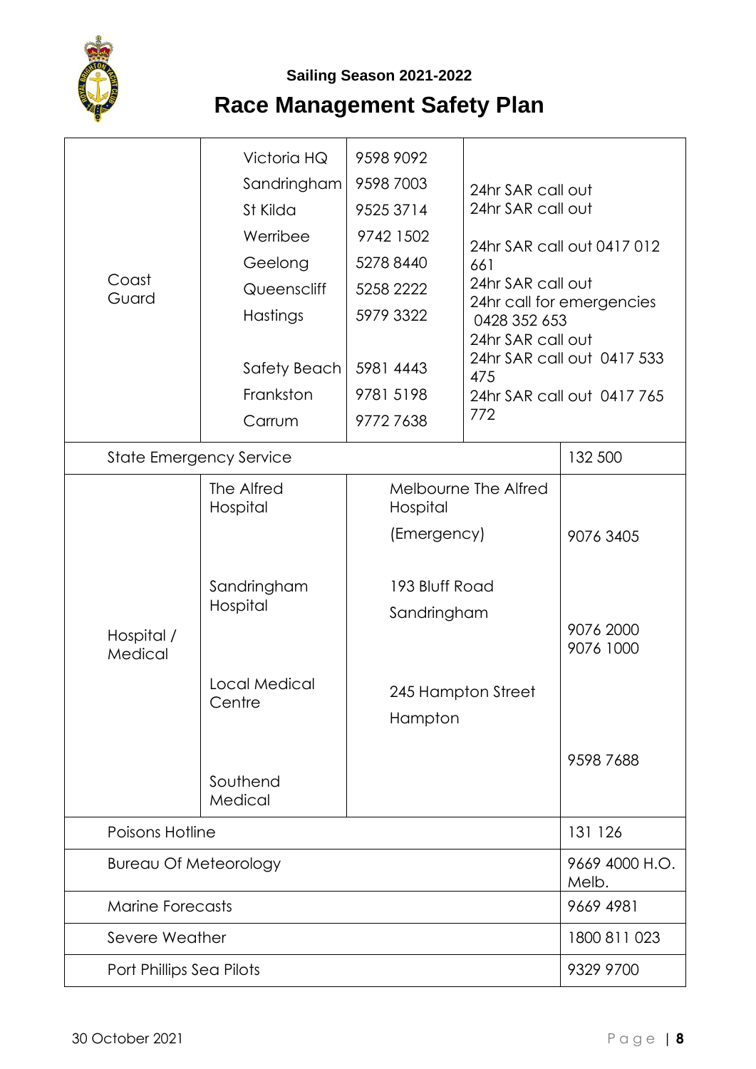**Sailing Season 2021-2022**

# Race Management Safety Plan

| | | | |
|---|---|---|---|
| Coast Guard | Victoria HQ | 9598 9092 | |
| | Sandringham | 9598 7003 | 24hr SAR call out |
| | St Kilda | 9525 3714 | 24hr SAR call out |
| | Werribee | 9742 1502 | 24hr SAR call out 0417 012 661 |
| | Geelong | 5278 8440 | 24hr SAR call out |
| | Queenscliff | 5258 2222 | 24hr call for emergencies 0428 352 653 |
| | Hastings | 5979 3322 | 24hr SAR call out |
| | Safety Beach | 5981 4443 | 24hr SAR call out 0417 533 475 |
| | Frankston | 9781 5198 | 24hr SAR call out 0417 765 772 |
| | Carrum | 9772 7638 | |
| State Emergency Service | | | 132 500 |
| Hospital / Medical | The Alfred Hospital | Melbourne The Alfred Hospital (Emergency) | 9076 3405 |
| | Sandringham Hospital | 193 Bluff Road Sandringham | 9076 2000 9076 1000 |
| | Local Medical Centre | 245 Hampton Street Hampton | |
| | Southend Medical | | 9598 7688 |
| Poisons Hotline | | | 131 126 |
| Bureau Of Meteorology | | | 9669 4000 H.O. Melb. |
| Marine Forecasts | | | 9669 4981 |
| Severe Weather | | | 1800 811 023 |
| Port Phillips Sea Pilots | | | 9329 9700 |

30 October 2021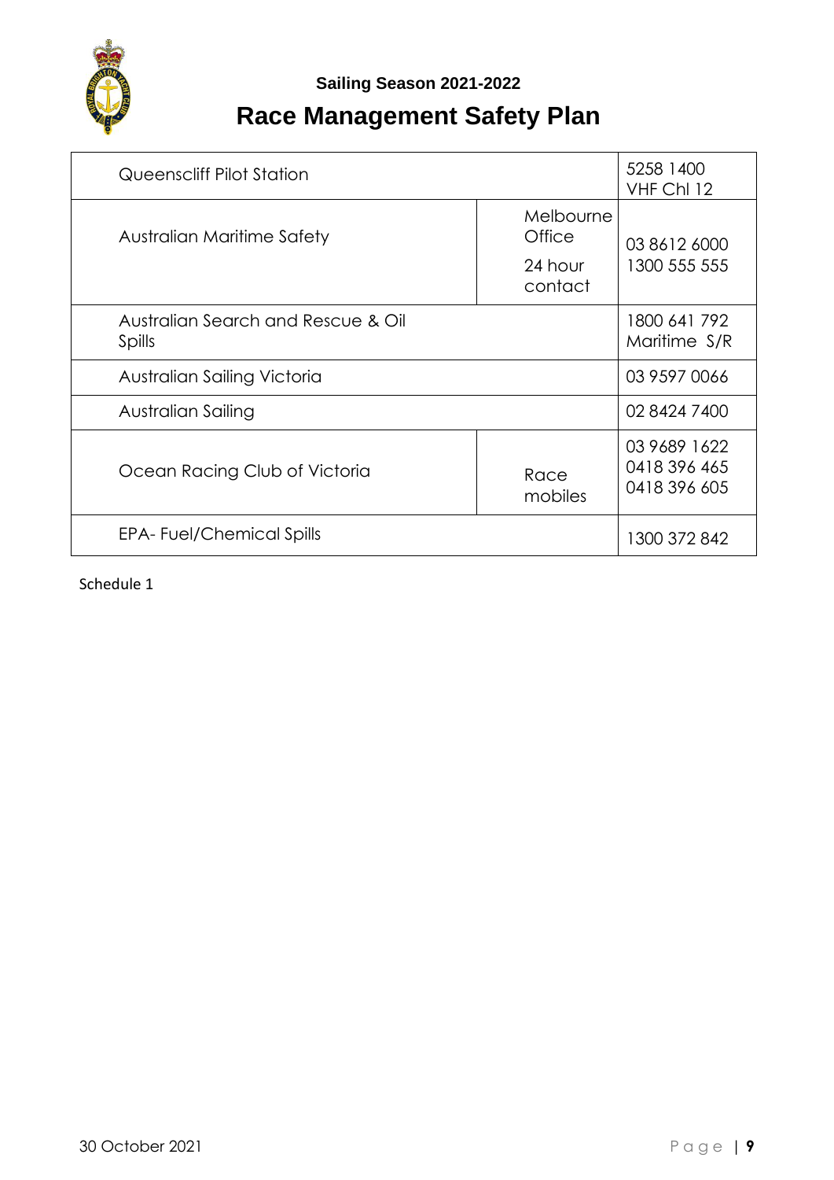**Sailing Season 2021-2022**

# Race Management Safety Plan

| | | |
|---|---|---|
| Queenscliff Pilot Station | | 5258 1400<br>VHF Chl 12 |
| Australian Maritime Safety | Melbourne Office<br>24 hour contact | 03 8612 6000<br>1300 555 555 |
| Australian Search and Rescue & Oil Spills | | 1800 641 792<br>Maritime S/R |
| Australian Sailing Victoria | | 03 9597 0066 |
| Australian Sailing | | 02 8424 7400 |
| Ocean Racing Club of Victoria | Race mobiles | 03 9689 1622<br>0418 396 465<br>0418 396 605 |
| EPA- Fuel/Chemical Spills | | 1300 372 842 |

Schedule 1

30 October 2021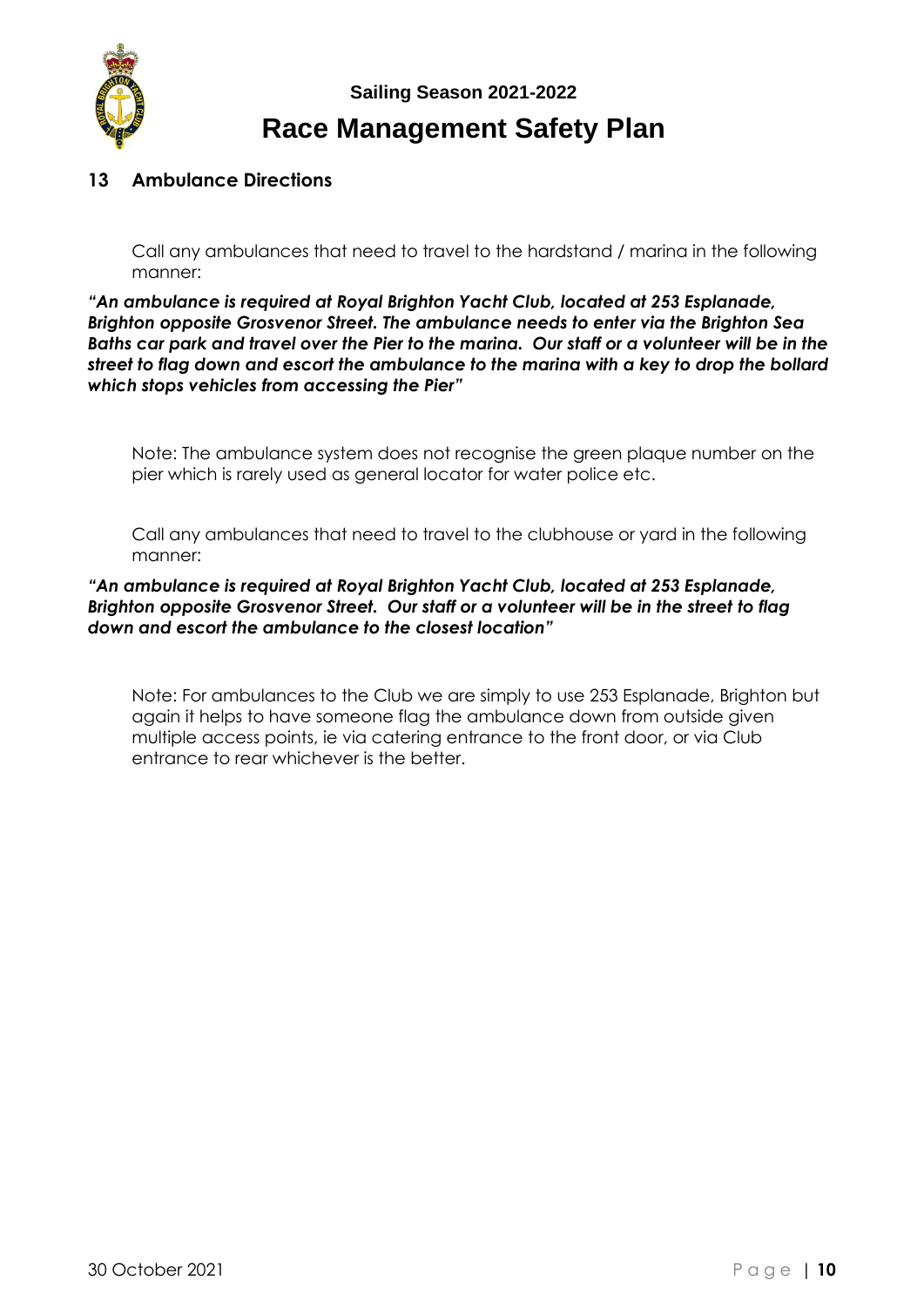## 13 Ambulance Directions

Call any ambulances that need to travel to the hardstand / marina in the following manner:

***"An ambulance is required at Royal Brighton Yacht Club, located at 253 Esplanade, Brighton opposite Grosvenor Street. The ambulance needs to enter via the Brighton Sea Baths car park and travel over the Pier to the marina. Our staff or a volunteer will be in the street to flag down and escort the ambulance to the marina with a key to drop the bollard which stops vehicles from accessing the Pier"***

Note: The ambulance system does not recognise the green plaque number on the pier which is rarely used as general locator for water police etc.

Call any ambulances that need to travel to the clubhouse or yard in the following manner:

***"An ambulance is required at Royal Brighton Yacht Club, located at 253 Esplanade, Brighton opposite Grosvenor Street. Our staff or a volunteer will be in the street to flag down and escort the ambulance to the closest location"***

Note: For ambulances to the Club we are simply to use 253 Esplanade, Brighton but again it helps to have someone flag the ambulance down from outside given multiple access points, ie via catering entrance to the front door, or via Club entrance to rear whichever is the better.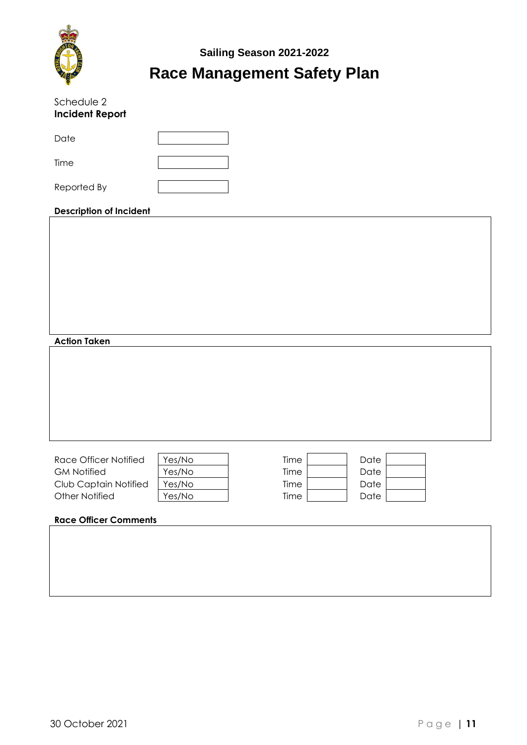**Sailing Season 2021-2022**

# Race Management Safety Plan

Schedule 2

**Incident Report**

| | |
|---|---|
| Date | |
| Time | |
| Reported By | |

**Description of Incident**

**Action Taken**

| | | | | | |
|---|---|---|---|---|---|
| Race Officer Notified | Yes/No | Time | | Date | |
| GM Notified | Yes/No | Time | | Date | |
| Club Captain Notified | Yes/No | Time | | Date | |
| Other Notified | Yes/No | Time | | Date | |

**Race Officer Comments**

30 October 2021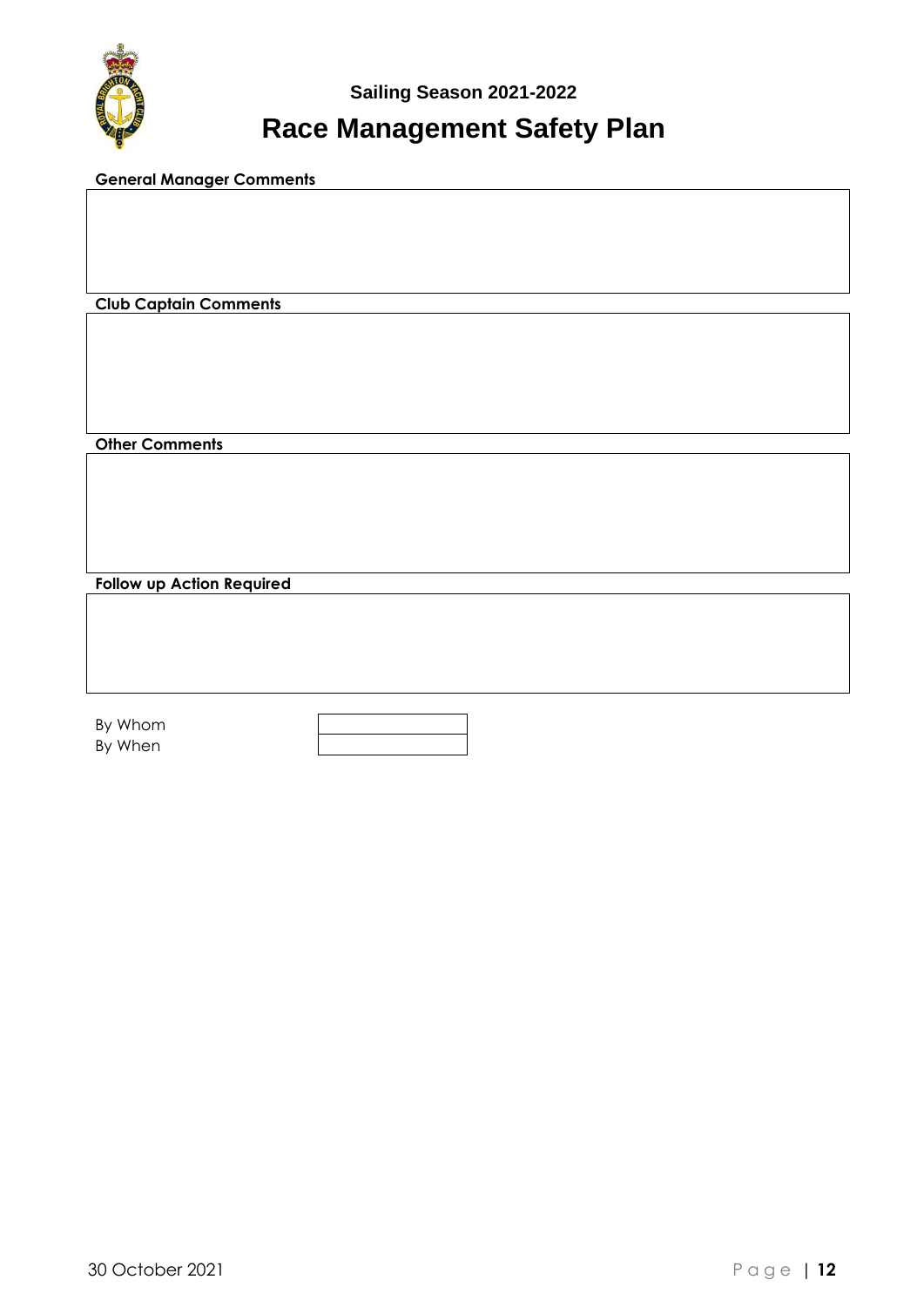Sailing Season 2021-2022

# Race Management Safety Plan

**General Manager Comments**

**Club Captain Comments**

**Other Comments**

**Follow up Action Required**

| | |
|---|---|
| By Whom | |
| By When | |

30 October 2021